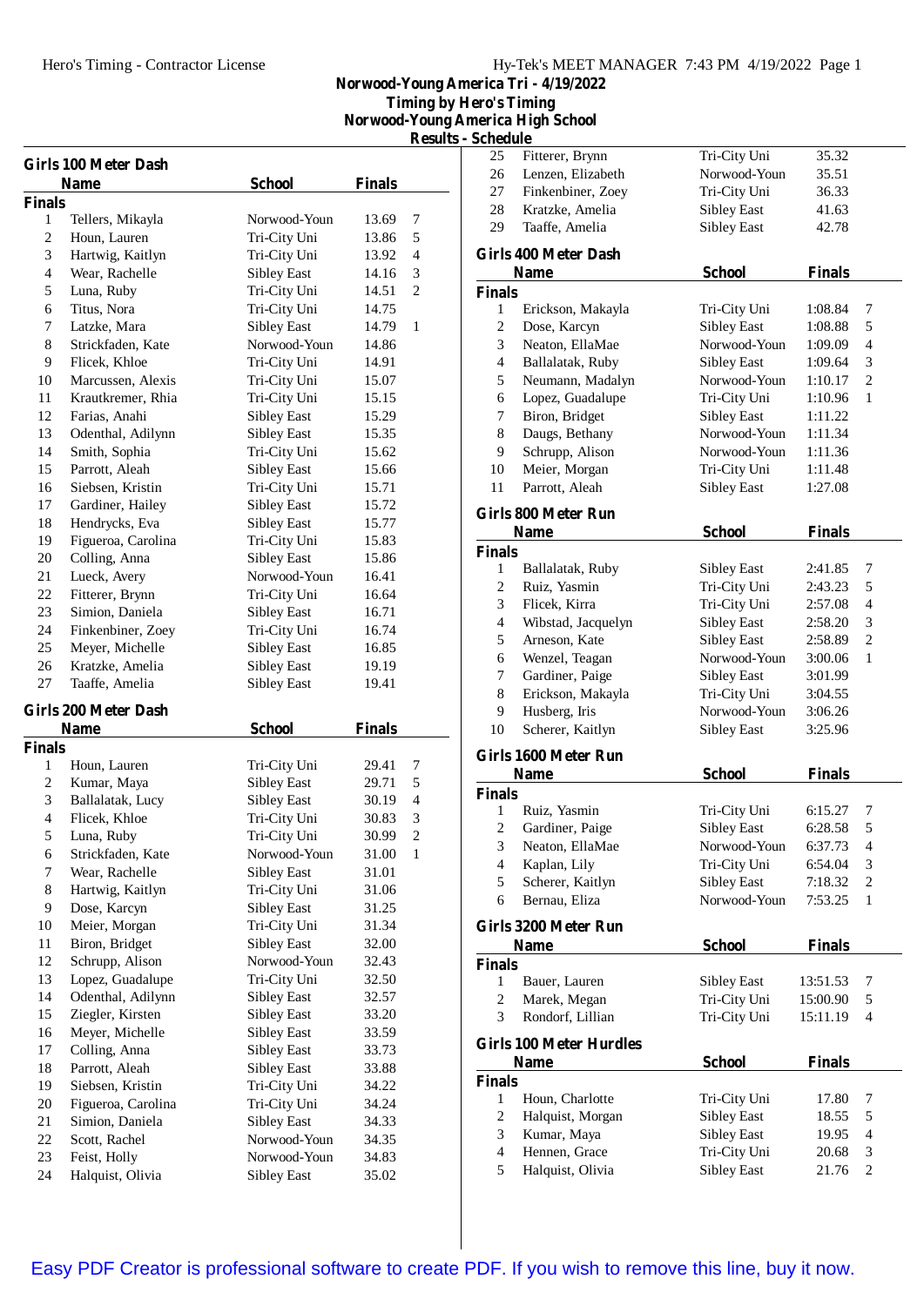Hero's Timing - Contractor License

Hy-Tek's MEET MANAGER 7:43 PM 4/19/2022

## Norwood-Young America Tri - 4/19/2022
### Timing by Hero's Timing
### Norwood-Young America High School
### Results - Schedule

### Girls 100 Meter Dash

| | Name | School | Finals | |
|---|---|---|---|---|
| **Finals** | | | | |
| 1 | Tellers, Mikayla | Norwood-Youn | 13.69 | 7 |
| 2 | Houn, Lauren | Tri-City Uni | 13.86 | 5 |
| 3 | Hartwig, Kaitlyn | Tri-City Uni | 13.92 | 4 |
| 4 | Wear, Rachelle | Sibley East | 14.16 | 3 |
| 5 | Luna, Ruby | Tri-City Uni | 14.51 | 2 |
| 6 | Titus, Nora | Tri-City Uni | 14.75 | |
| 7 | Latzke, Mara | Sibley East | 14.79 | 1 |
| 8 | Strickfaden, Kate | Norwood-Youn | 14.86 | |
| 9 | Flicek, Khloe | Tri-City Uni | 14.91 | |
| 10 | Marcussen, Alexis | Tri-City Uni | 15.07 | |
| 11 | Krautkremer, Rhia | Tri-City Uni | 15.15 | |
| 12 | Farias, Anahi | Sibley East | 15.29 | |
| 13 | Odenthal, Adilynn | Sibley East | 15.35 | |
| 14 | Smith, Sophia | Tri-City Uni | 15.62 | |
| 15 | Parrott, Aleah | Sibley East | 15.66 | |
| 16 | Siebsen, Kristin | Tri-City Uni | 15.71 | |
| 17 | Gardiner, Hailey | Sibley East | 15.72 | |
| 18 | Hendrycks, Eva | Sibley East | 15.77 | |
| 19 | Figueroa, Carolina | Tri-City Uni | 15.83 | |
| 20 | Colling, Anna | Sibley East | 15.86 | |
| 21 | Lueck, Avery | Norwood-Youn | 16.41 | |
| 22 | Fitterer, Brynn | Tri-City Uni | 16.64 | |
| 23 | Simion, Daniela | Sibley East | 16.71 | |
| 24 | Finkenbiner, Zoey | Tri-City Uni | 16.74 | |
| 25 | Meyer, Michelle | Sibley East | 16.85 | |
| 26 | Kratzke, Amelia | Sibley East | 19.19 | |
| 27 | Taaffe, Amelia | Sibley East | 19.41 | |

### Girls 200 Meter Dash

| | Name | School | Finals | |
|---|---|---|---|---|
| **Finals** | | | | |
| 1 | Houn, Lauren | Tri-City Uni | 29.41 | 7 |
| 2 | Kumar, Maya | Sibley East | 29.71 | 5 |
| 3 | Ballalatak, Lucy | Sibley East | 30.19 | 4 |
| 4 | Flicek, Khloe | Tri-City Uni | 30.83 | 3 |
| 5 | Luna, Ruby | Tri-City Uni | 30.99 | 2 |
| 6 | Strickfaden, Kate | Norwood-Youn | 31.00 | 1 |
| 7 | Wear, Rachelle | Sibley East | 31.01 | |
| 8 | Hartwig, Kaitlyn | Tri-City Uni | 31.06 | |
| 9 | Dose, Karcyn | Sibley East | 31.25 | |
| 10 | Meier, Morgan | Tri-City Uni | 31.34 | |
| 11 | Biron, Bridget | Sibley East | 32.00 | |
| 12 | Schrupp, Alison | Norwood-Youn | 32.43 | |
| 13 | Lopez, Guadalupe | Tri-City Uni | 32.50 | |
| 14 | Odenthal, Adilynn | Sibley East | 32.57 | |
| 15 | Ziegler, Kirsten | Sibley East | 33.20 | |
| 16 | Meyer, Michelle | Sibley East | 33.59 | |
| 17 | Colling, Anna | Sibley East | 33.73 | |
| 18 | Parrott, Aleah | Sibley East | 33.88 | |
| 19 | Siebsen, Kristin | Tri-City Uni | 34.22 | |
| 20 | Figueroa, Carolina | Tri-City Uni | 34.24 | |
| 21 | Simion, Daniela | Sibley East | 34.33 | |
| 22 | Scott, Rachel | Norwood-Youn | 34.35 | |
| 23 | Feist, Holly | Norwood-Youn | 34.83 | |
| 24 | Halquist, Olivia | Sibley East | 35.02 | |
| 25 | Fitterer, Brynn | Tri-City Uni | 35.32 | |
| 26 | Lenzen, Elizabeth | Norwood-Youn | 35.51 | |
| 27 | Finkenbiner, Zoey | Tri-City Uni | 36.33 | |
| 28 | Kratzke, Amelia | Sibley East | 41.63 | |
| 29 | Taaffe, Amelia | Sibley East | 42.78 | |

### Girls 400 Meter Dash

| | Name | School | Finals | |
|---|---|---|---|---|
| **Finals** | | | | |
| 1 | Erickson, Makayla | Tri-City Uni | 1:08.84 | 7 |
| 2 | Dose, Karcyn | Sibley East | 1:08.88 | 5 |
| 3 | Neaton, EllaMae | Norwood-Youn | 1:09.09 | 4 |
| 4 | Ballalatak, Ruby | Sibley East | 1:09.64 | 3 |
| 5 | Neumann, Madalyn | Norwood-Youn | 1:10.17 | 2 |
| 6 | Lopez, Guadalupe | Tri-City Uni | 1:10.96 | 1 |
| 7 | Biron, Bridget | Sibley East | 1:11.22 | |
| 8 | Daugs, Bethany | Norwood-Youn | 1:11.34 | |
| 9 | Schrupp, Alison | Norwood-Youn | 1:11.36 | |
| 10 | Meier, Morgan | Tri-City Uni | 1:11.48 | |
| 11 | Parrott, Aleah | Sibley East | 1:27.08 | |

### Girls 800 Meter Run

| | Name | School | Finals | |
|---|---|---|---|---|
| **Finals** | | | | |
| 1 | Ballalatak, Ruby | Sibley East | 2:41.85 | 7 |
| 2 | Ruiz, Yasmin | Tri-City Uni | 2:43.23 | 5 |
| 3 | Flicek, Kirra | Tri-City Uni | 2:57.08 | 4 |
| 4 | Wibstad, Jacquelyn | Sibley East | 2:58.20 | 3 |
| 5 | Arneson, Kate | Sibley East | 2:58.89 | 2 |
| 6 | Wenzel, Teagan | Norwood-Youn | 3:00.06 | 1 |
| 7 | Gardiner, Paige | Sibley East | 3:01.99 | |
| 8 | Erickson, Makayla | Tri-City Uni | 3:04.55 | |
| 9 | Husberg, Iris | Norwood-Youn | 3:06.26 | |
| 10 | Scherer, Kaitlyn | Sibley East | 3:25.96 | |

### Girls 1600 Meter Run

| | Name | School | Finals | |
|---|---|---|---|---|
| **Finals** | | | | |
| 1 | Ruiz, Yasmin | Tri-City Uni | 6:15.27 | 7 |
| 2 | Gardiner, Paige | Sibley East | 6:28.58 | 5 |
| 3 | Neaton, EllaMae | Norwood-Youn | 6:37.73 | 4 |
| 4 | Kaplan, Lily | Tri-City Uni | 6:54.04 | 3 |
| 5 | Scherer, Kaitlyn | Sibley East | 7:18.32 | 2 |
| 6 | Bernau, Eliza | Norwood-Youn | 7:53.25 | 1 |

### Girls 3200 Meter Run

| | Name | School | Finals | |
|---|---|---|---|---|
| **Finals** | | | | |
| 1 | Bauer, Lauren | Sibley East | 13:51.53 | 7 |
| 2 | Marek, Megan | Tri-City Uni | 15:00.90 | 5 |
| 3 | Rondorf, Lillian | Tri-City Uni | 15:11.19 | 4 |

### Girls 100 Meter Hurdles

| | Name | School | Finals | |
|---|---|---|---|---|
| **Finals** | | | | |
| 1 | Houn, Charlotte | Tri-City Uni | 17.80 | 7 |
| 2 | Halquist, Morgan | Sibley East | 18.55 | 5 |
| 3 | Kumar, Maya | Sibley East | 19.95 | 4 |
| 4 | Hennen, Grace | Tri-City Uni | 20.68 | 3 |
| 5 | Halquist, Olivia | Sibley East | 21.76 | 2 |

Easy PDF Creator is professional software to create PDF. If you wish to remove this line, buy it now.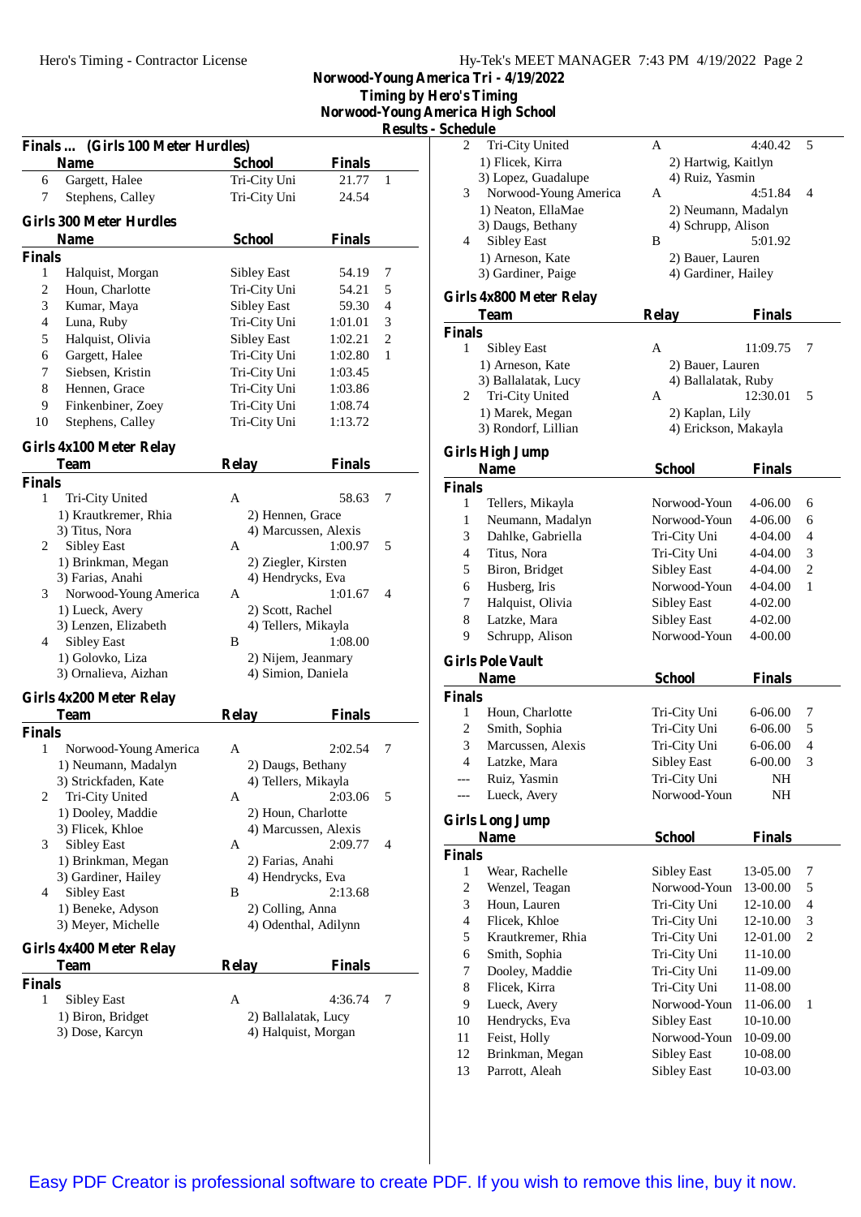## Norwood-Young America Tri - 4/19/2022

**Timing by Hero's Timing**
**Norwood-Young America High School**
**Results - Schedule**

### Finals ... (Girls 100 Meter Hurdles)

| | Name | School | Finals | |
|---|---|---|---|---|
| 6 | Gargett, Halee | Tri-City Uni | 21.77 | 1 |
| 7 | Stephens, Calley | Tri-City Uni | 24.54 | |

### Girls 300 Meter Hurdles

| | Name | School | Finals | |
|---|---|---|---|---|
| **Finals** | | | | |
| 1 | Halquist, Morgan | Sibley East | 54.19 | 7 |
| 2 | Houn, Charlotte | Tri-City Uni | 54.21 | 5 |
| 3 | Kumar, Maya | Sibley East | 59.30 | 4 |
| 4 | Luna, Ruby | Tri-City Uni | 1:01.01 | 3 |
| 5 | Halquist, Olivia | Sibley East | 1:02.21 | 2 |
| 6 | Gargett, Halee | Tri-City Uni | 1:02.80 | 1 |
| 7 | Siebsen, Kristin | Tri-City Uni | 1:03.45 | |
| 8 | Hennen, Grace | Tri-City Uni | 1:03.86 | |
| 9 | Finkenbiner, Zoey | Tri-City Uni | 1:08.74 | |
| 10 | Stephens, Calley | Tri-City Uni | 1:13.72 | |

### Girls 4x100 Meter Relay

| | Team | Relay | Finals | |
|---|---|---|---|---|
| **Finals** | | | | |
| 1 | Tri-City United | A | 58.63 | 7 |
| | 1) Krautkremer, Rhia | 2) Hennen, Grace | | |
| | 3) Titus, Nora | 4) Marcussen, Alexis | | |
| 2 | Sibley East | A | 1:00.97 | 5 |
| | 1) Brinkman, Megan | 2) Ziegler, Kirsten | | |
| | 3) Farias, Anahi | 4) Hendrycks, Eva | | |
| 3 | Norwood-Young America | A | 1:01.67 | 4 |
| | 1) Lueck, Avery | 2) Scott, Rachel | | |
| | 3) Lenzen, Elizabeth | 4) Tellers, Mikayla | | |
| 4 | Sibley East | B | 1:08.00 | |
| | 1) Golovko, Liza | 2) Nijem, Jeanmary | | |
| | 3) Ornalieva, Aizhan | 4) Simion, Daniela | | |

### Girls 4x200 Meter Relay

| | Team | Relay | Finals | |
|---|---|---|---|---|
| **Finals** | | | | |
| 1 | Norwood-Young America | A | 2:02.54 | 7 |
| | 1) Neumann, Madalyn | 2) Daugs, Bethany | | |
| | 3) Strickfaden, Kate | 4) Tellers, Mikayla | | |
| 2 | Tri-City United | A | 2:03.06 | 5 |
| | 1) Dooley, Maddie | 2) Houn, Charlotte | | |
| | 3) Flicek, Khloe | 4) Marcussen, Alexis | | |
| 3 | Sibley East | A | 2:09.77 | 4 |
| | 1) Brinkman, Megan | 2) Farias, Anahi | | |
| | 3) Gardiner, Hailey | 4) Hendrycks, Eva | | |
| 4 | Sibley East | B | 2:13.68 | |
| | 1) Beneke, Adyson | 2) Colling, Anna | | |
| | 3) Meyer, Michelle | 4) Odenthal, Adilynn | | |

### Girls 4x400 Meter Relay

| | Team | Relay | Finals | |
|---|---|---|---|---|
| **Finals** | | | | |
| 1 | Sibley East | A | 4:36.74 | 7 |
| | 1) Biron, Bridget | 2) Ballalatak, Lucy | | |
| | 3) Dose, Karcyn | 4) Halquist, Morgan | | |
| 2 | Tri-City United | A | 4:40.42 | 5 |
| | 1) Flicek, Kirra | 2) Hartwig, Kaitlyn | | |
| | 3) Lopez, Guadalupe | 4) Ruiz, Yasmin | | |
| 3 | Norwood-Young America | A | 4:51.84 | 4 |
| | 1) Neaton, EllaMae | 2) Neumann, Madalyn | | |
| | 3) Daugs, Bethany | 4) Schrupp, Alison | | |
| 4 | Sibley East | B | 5:01.92 | |
| | 1) Arneson, Kate | 2) Bauer, Lauren | | |
| | 3) Gardiner, Paige | 4) Gardiner, Hailey | | |

### Girls 4x800 Meter Relay

| | Team | Relay | Finals | |
|---|---|---|---|---|
| **Finals** | | | | |
| 1 | Sibley East | A | 11:09.75 | 7 |
| | 1) Arneson, Kate | 2) Bauer, Lauren | | |
| | 3) Ballalatak, Lucy | 4) Ballalatak, Ruby | | |
| 2 | Tri-City United | A | 12:30.01 | 5 |
| | 1) Marek, Megan | 2) Kaplan, Lily | | |
| | 3) Rondorf, Lillian | 4) Erickson, Makayla | | |

### Girls High Jump

| | Name | School | Finals | |
|---|---|---|---|---|
| **Finals** | | | | |
| 1 | Tellers, Mikayla | Norwood-Youn | 4-06.00 | 6 |
| 1 | Neumann, Madalyn | Norwood-Youn | 4-06.00 | 6 |
| 3 | Dahlke, Gabriella | Tri-City Uni | 4-04.00 | 4 |
| 4 | Titus, Nora | Tri-City Uni | 4-04.00 | 3 |
| 5 | Biron, Bridget | Sibley East | 4-04.00 | 2 |
| 6 | Husberg, Iris | Norwood-Youn | 4-04.00 | 1 |
| 7 | Halquist, Olivia | Sibley East | 4-02.00 | |
| 8 | Latzke, Mara | Sibley East | 4-02.00 | |
| 9 | Schrupp, Alison | Norwood-Youn | 4-00.00 | |

### Girls Pole Vault

| | Name | School | Finals | |
|---|---|---|---|---|
| **Finals** | | | | |
| 1 | Houn, Charlotte | Tri-City Uni | 6-06.00 | 7 |
| 2 | Smith, Sophia | Tri-City Uni | 6-06.00 | 5 |
| 3 | Marcussen, Alexis | Tri-City Uni | 6-06.00 | 4 |
| 4 | Latzke, Mara | Sibley East | 6-00.00 | 3 |
| --- | Ruiz, Yasmin | Tri-City Uni | NH | |
| --- | Lueck, Avery | Norwood-Youn | NH | |

### Girls Long Jump

| | Name | School | Finals | |
|---|---|---|---|---|
| **Finals** | | | | |
| 1 | Wear, Rachelle | Sibley East | 13-05.00 | 7 |
| 2 | Wenzel, Teagan | Norwood-Youn | 13-00.00 | 5 |
| 3 | Houn, Lauren | Tri-City Uni | 12-10.00 | 4 |
| 4 | Flicek, Khloe | Tri-City Uni | 12-10.00 | 3 |
| 5 | Krautkremer, Rhia | Tri-City Uni | 12-01.00 | 2 |
| 6 | Smith, Sophia | Tri-City Uni | 11-10.00 | |
| 7 | Dooley, Maddie | Tri-City Uni | 11-09.00 | |
| 8 | Flicek, Kirra | Tri-City Uni | 11-08.00 | |
| 9 | Lueck, Avery | Norwood-Youn | 11-06.00 | 1 |
| 10 | Hendrycks, Eva | Sibley East | 10-10.00 | |
| 11 | Feist, Holly | Norwood-Youn | 10-09.00 | |
| 12 | Brinkman, Megan | Sibley East | 10-08.00 | |
| 13 | Parrott, Aleah | Sibley East | 10-03.00 | |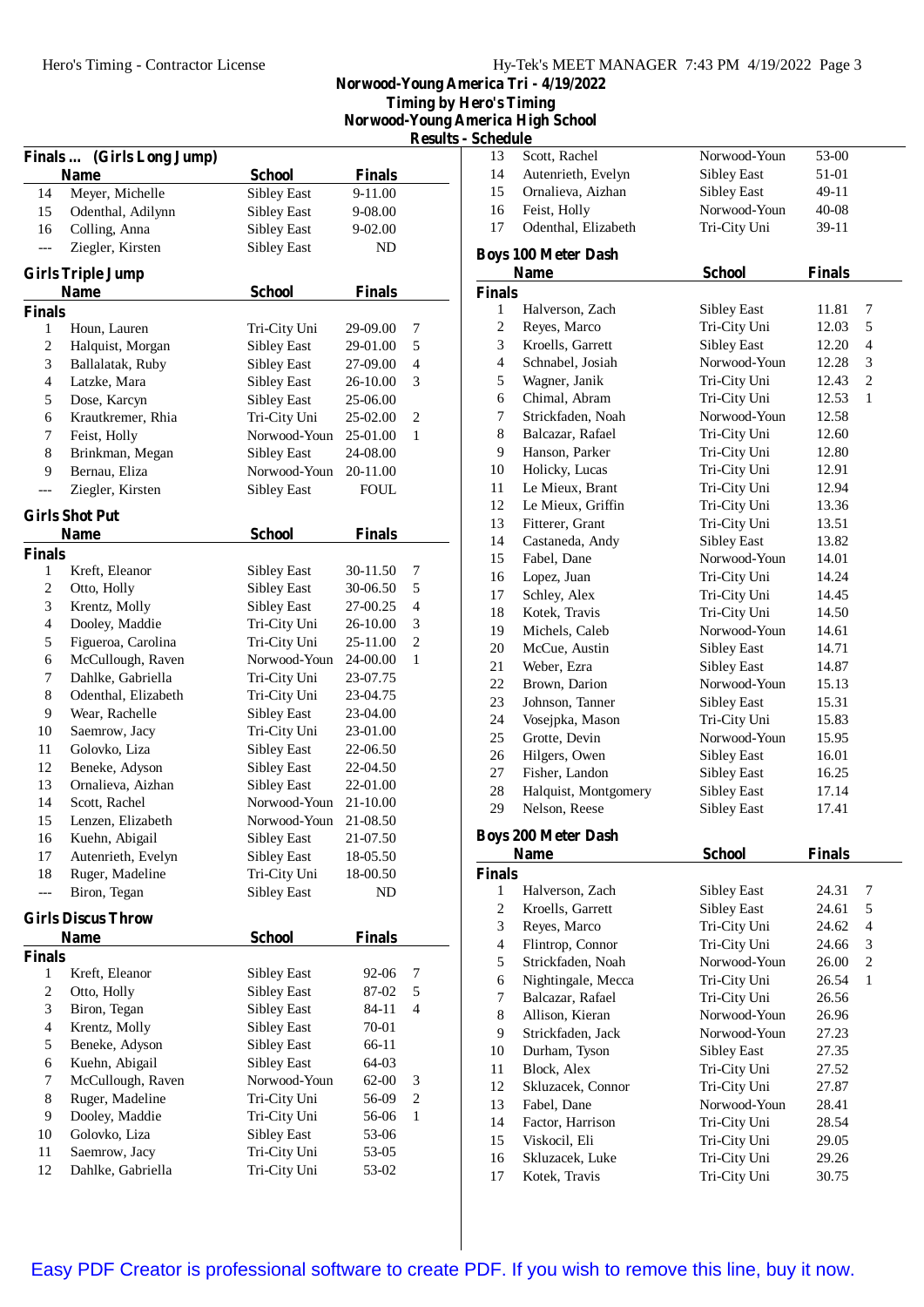# Norwood-Young America Tri - 4/19/2022
## Timing by Hero's Timing
## Norwood-Young America High School
## Results - Schedule

### Finals ... (Girls Long Jump)

| | Name | School | Finals | |
|---|---|---|---|---|
| 14 | Meyer, Michelle | Sibley East | 9-11.00 | |
| 15 | Odenthal, Adilynn | Sibley East | 9-08.00 | |
| 16 | Colling, Anna | Sibley East | 9-02.00 | |
| --- | Ziegler, Kirsten | Sibley East | ND | |

### Girls Triple Jump

**Finals**

| | Name | School | Finals | |
|---|---|---|---|---|
| 1 | Houn, Lauren | Tri-City Uni | 29-09.00 | 7 |
| 2 | Halquist, Morgan | Sibley East | 29-01.00 | 5 |
| 3 | Ballalatak, Ruby | Sibley East | 27-09.00 | 4 |
| 4 | Latzke, Mara | Sibley East | 26-10.00 | 3 |
| 5 | Dose, Karcyn | Sibley East | 25-06.00 | |
| 6 | Krautkremer, Rhia | Tri-City Uni | 25-02.00 | 2 |
| 7 | Feist, Holly | Norwood-Youn | 25-01.00 | 1 |
| 8 | Brinkman, Megan | Sibley East | 24-08.00 | |
| 9 | Bernau, Eliza | Norwood-Youn | 20-11.00 | |
| --- | Ziegler, Kirsten | Sibley East | FOUL | |

### Girls Shot Put

**Finals**

| | Name | School | Finals | |
|---|---|---|---|---|
| 1 | Kreft, Eleanor | Sibley East | 30-11.50 | 7 |
| 2 | Otto, Holly | Sibley East | 30-06.50 | 5 |
| 3 | Krentz, Molly | Sibley East | 27-00.25 | 4 |
| 4 | Dooley, Maddie | Tri-City Uni | 26-10.00 | 3 |
| 5 | Figueroa, Carolina | Tri-City Uni | 25-11.00 | 2 |
| 6 | McCullough, Raven | Norwood-Youn | 24-00.00 | 1 |
| 7 | Dahlke, Gabriella | Tri-City Uni | 23-07.75 | |
| 8 | Odenthal, Elizabeth | Tri-City Uni | 23-04.75 | |
| 9 | Wear, Rachelle | Sibley East | 23-04.00 | |
| 10 | Saemrow, Jacy | Tri-City Uni | 23-01.00 | |
| 11 | Golovko, Liza | Sibley East | 22-06.50 | |
| 12 | Beneke, Adyson | Sibley East | 22-04.50 | |
| 13 | Ornalieva, Aizhan | Sibley East | 22-01.00 | |
| 14 | Scott, Rachel | Norwood-Youn | 21-10.00 | |
| 15 | Lenzen, Elizabeth | Norwood-Youn | 21-08.50 | |
| 16 | Kuehn, Abigail | Sibley East | 21-07.50 | |
| 17 | Autenrieth, Evelyn | Sibley East | 18-05.50 | |
| 18 | Ruger, Madeline | Tri-City Uni | 18-00.50 | |
| --- | Biron, Tegan | Sibley East | ND | |

### Girls Discus Throw

**Finals**

| | Name | School | Finals | |
|---|---|---|---|---|
| 1 | Kreft, Eleanor | Sibley East | 92-06 | 7 |
| 2 | Otto, Holly | Sibley East | 87-02 | 5 |
| 3 | Biron, Tegan | Sibley East | 84-11 | 4 |
| 4 | Krentz, Molly | Sibley East | 70-01 | |
| 5 | Beneke, Adyson | Sibley East | 66-11 | |
| 6 | Kuehn, Abigail | Sibley East | 64-03 | |
| 7 | McCullough, Raven | Norwood-Youn | 62-00 | 3 |
| 8 | Ruger, Madeline | Tri-City Uni | 56-09 | 2 |
| 9 | Dooley, Maddie | Tri-City Uni | 56-06 | 1 |
| 10 | Golovko, Liza | Sibley East | 53-06 | |
| 11 | Saemrow, Jacy | Tri-City Uni | 53-05 | |
| 12 | Dahlke, Gabriella | Tri-City Uni | 53-02 | |
| 13 | Scott, Rachel | Norwood-Youn | 53-00 | |
| 14 | Autenrieth, Evelyn | Sibley East | 51-01 | |
| 15 | Ornalieva, Aizhan | Sibley East | 49-11 | |
| 16 | Feist, Holly | Norwood-Youn | 40-08 | |
| 17 | Odenthal, Elizabeth | Tri-City Uni | 39-11 | |

### Boys 100 Meter Dash

**Finals**

| | Name | School | Finals | |
|---|---|---|---|---|
| 1 | Halverson, Zach | Sibley East | 11.81 | 7 |
| 2 | Reyes, Marco | Tri-City Uni | 12.03 | 5 |
| 3 | Kroells, Garrett | Sibley East | 12.20 | 4 |
| 4 | Schnabel, Josiah | Norwood-Youn | 12.28 | 3 |
| 5 | Wagner, Janik | Tri-City Uni | 12.43 | 2 |
| 6 | Chimal, Abram | Tri-City Uni | 12.53 | 1 |
| 7 | Strickfaden, Noah | Norwood-Youn | 12.58 | |
| 8 | Balcazar, Rafael | Tri-City Uni | 12.60 | |
| 9 | Hanson, Parker | Tri-City Uni | 12.80 | |
| 10 | Holicky, Lucas | Tri-City Uni | 12.91 | |
| 11 | Le Mieux, Brant | Tri-City Uni | 12.94 | |
| 12 | Le Mieux, Griffin | Tri-City Uni | 13.36 | |
| 13 | Fitterer, Grant | Tri-City Uni | 13.51 | |
| 14 | Castaneda, Andy | Sibley East | 13.82 | |
| 15 | Fabel, Dane | Norwood-Youn | 14.01 | |
| 16 | Lopez, Juan | Tri-City Uni | 14.24 | |
| 17 | Schley, Alex | Tri-City Uni | 14.45 | |
| 18 | Kotek, Travis | Tri-City Uni | 14.50 | |
| 19 | Michels, Caleb | Norwood-Youn | 14.61 | |
| 20 | McCue, Austin | Sibley East | 14.71 | |
| 21 | Weber, Ezra | Sibley East | 14.87 | |
| 22 | Brown, Darion | Norwood-Youn | 15.13 | |
| 23 | Johnson, Tanner | Sibley East | 15.31 | |
| 24 | Vosejpka, Mason | Tri-City Uni | 15.83 | |
| 25 | Grotte, Devin | Norwood-Youn | 15.95 | |
| 26 | Hilgers, Owen | Sibley East | 16.01 | |
| 27 | Fisher, Landon | Sibley East | 16.25 | |
| 28 | Halquist, Montgomery | Sibley East | 17.14 | |
| 29 | Nelson, Reese | Sibley East | 17.41 | |

### Boys 200 Meter Dash

**Finals**

| | Name | School | Finals | |
|---|---|---|---|---|
| 1 | Halverson, Zach | Sibley East | 24.31 | 7 |
| 2 | Kroells, Garrett | Sibley East | 24.61 | 5 |
| 3 | Reyes, Marco | Tri-City Uni | 24.62 | 4 |
| 4 | Flintrop, Connor | Tri-City Uni | 24.66 | 3 |
| 5 | Strickfaden, Noah | Norwood-Youn | 26.00 | 2 |
| 6 | Nightingale, Mecca | Tri-City Uni | 26.54 | 1 |
| 7 | Balcazar, Rafael | Tri-City Uni | 26.56 | |
| 8 | Allison, Kieran | Norwood-Youn | 26.96 | |
| 9 | Strickfaden, Jack | Norwood-Youn | 27.23 | |
| 10 | Durham, Tyson | Sibley East | 27.35 | |
| 11 | Block, Alex | Tri-City Uni | 27.52 | |
| 12 | Skluzacek, Connor | Tri-City Uni | 27.87 | |
| 13 | Fabel, Dane | Norwood-Youn | 28.41 | |
| 14 | Factor, Harrison | Tri-City Uni | 28.54 | |
| 15 | Viskocil, Eli | Tri-City Uni | 29.05 | |
| 16 | Skluzacek, Luke | Tri-City Uni | 29.26 | |
| 17 | Kotek, Travis | Tri-City Uni | 30.75 | |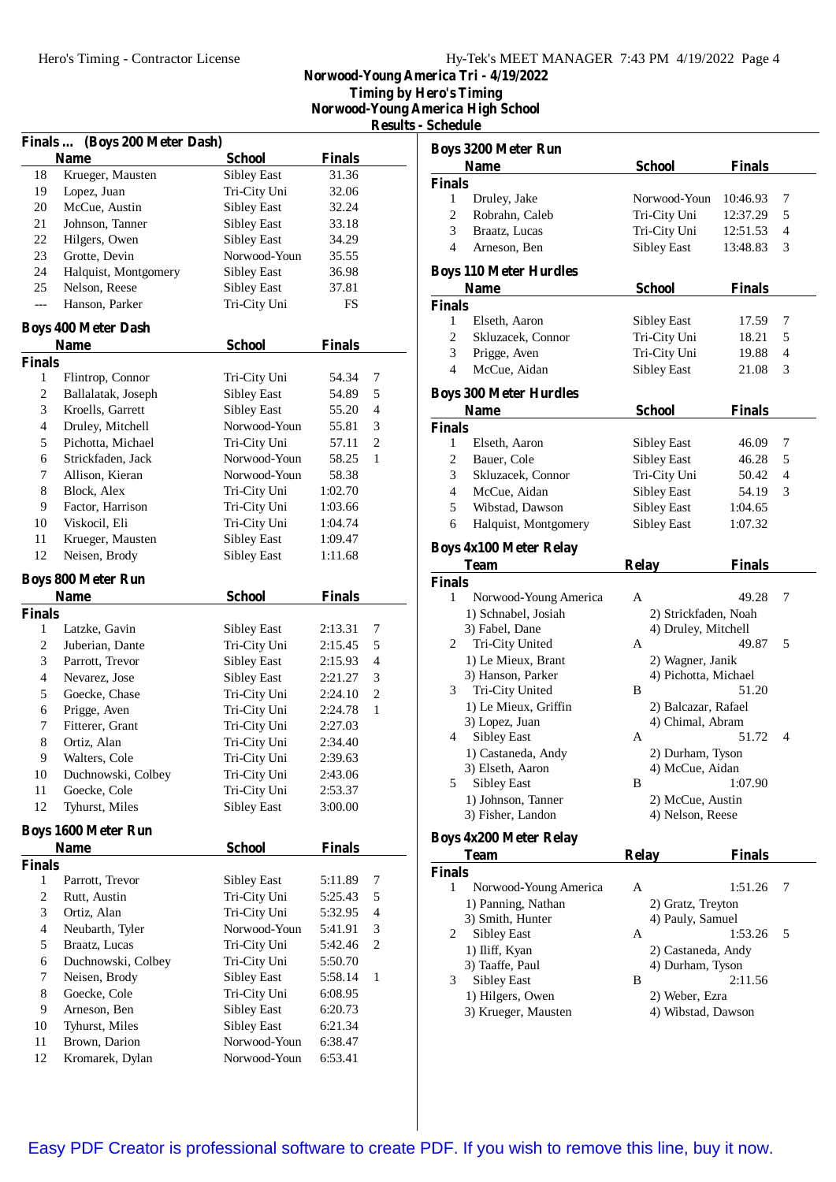Norwood-Young America Tri - 4/19/2022
Timing by Hero's Timing
Norwood-Young America High School
Results - Schedule

### Finals ... (Boys 200 Meter Dash)

| | Name | School | Finals | |
|---|---|---|---|---|
| 18 | Krueger, Mausten | Sibley East | 31.36 | |
| 19 | Lopez, Juan | Tri-City Uni | 32.06 | |
| 20 | McCue, Austin | Sibley East | 32.24 | |
| 21 | Johnson, Tanner | Sibley East | 33.18 | |
| 22 | Hilgers, Owen | Sibley East | 34.29 | |
| 23 | Grotte, Devin | Norwood-Youn | 35.55 | |
| 24 | Halquist, Montgomery | Sibley East | 36.98 | |
| 25 | Nelson, Reese | Sibley East | 37.81 | |
| --- | Hanson, Parker | Tri-City Uni | FS | |

### Boys 400 Meter Dash

| | Name | School | Finals | |
|---|---|---|---|---|
| **Finals** | | | | |
| 1 | Flintrop, Connor | Tri-City Uni | 54.34 | 7 |
| 2 | Ballalatak, Joseph | Sibley East | 54.89 | 5 |
| 3 | Kroells, Garrett | Sibley East | 55.20 | 4 |
| 4 | Druley, Mitchell | Norwood-Youn | 55.81 | 3 |
| 5 | Pichotta, Michael | Tri-City Uni | 57.11 | 2 |
| 6 | Strickfaden, Jack | Norwood-Youn | 58.25 | 1 |
| 7 | Allison, Kieran | Norwood-Youn | 58.38 | |
| 8 | Block, Alex | Tri-City Uni | 1:02.70 | |
| 9 | Factor, Harrison | Tri-City Uni | 1:03.66 | |
| 10 | Viskocil, Eli | Tri-City Uni | 1:04.74 | |
| 11 | Krueger, Mausten | Sibley East | 1:09.47 | |
| 12 | Neisen, Brody | Sibley East | 1:11.68 | |

### Boys 800 Meter Run

| | Name | School | Finals | |
|---|---|---|---|---|
| **Finals** | | | | |
| 1 | Latzke, Gavin | Sibley East | 2:13.31 | 7 |
| 2 | Juberian, Dante | Tri-City Uni | 2:15.45 | 5 |
| 3 | Parrott, Trevor | Sibley East | 2:15.93 | 4 |
| 4 | Nevarez, Jose | Sibley East | 2:21.27 | 3 |
| 5 | Goecke, Chase | Tri-City Uni | 2:24.10 | 2 |
| 6 | Prigge, Aven | Tri-City Uni | 2:24.78 | 1 |
| 7 | Fitterer, Grant | Tri-City Uni | 2:27.03 | |
| 8 | Ortiz, Alan | Tri-City Uni | 2:34.40 | |
| 9 | Walters, Cole | Tri-City Uni | 2:39.63 | |
| 10 | Duchnowski, Colbey | Tri-City Uni | 2:43.06 | |
| 11 | Goecke, Cole | Tri-City Uni | 2:53.37 | |
| 12 | Tyhurst, Miles | Sibley East | 3:00.00 | |

### Boys 1600 Meter Run

| | Name | School | Finals | |
|---|---|---|---|---|
| **Finals** | | | | |
| 1 | Parrott, Trevor | Sibley East | 5:11.89 | 7 |
| 2 | Rutt, Austin | Tri-City Uni | 5:25.43 | 5 |
| 3 | Ortiz, Alan | Tri-City Uni | 5:32.95 | 4 |
| 4 | Neubarth, Tyler | Norwood-Youn | 5:41.91 | 3 |
| 5 | Braatz, Lucas | Tri-City Uni | 5:42.46 | 2 |
| 6 | Duchnowski, Colbey | Tri-City Uni | 5:50.70 | |
| 7 | Neisen, Brody | Sibley East | 5:58.14 | 1 |
| 8 | Goecke, Cole | Tri-City Uni | 6:08.95 | |
| 9 | Arneson, Ben | Sibley East | 6:20.73 | |
| 10 | Tyhurst, Miles | Sibley East | 6:21.34 | |
| 11 | Brown, Darion | Norwood-Youn | 6:38.47 | |
| 12 | Kromarek, Dylan | Norwood-Youn | 6:53.41 | |

### Boys 3200 Meter Run

| | Name | School | Finals | |
|---|---|---|---|---|
| **Finals** | | | | |
| 1 | Druley, Jake | Norwood-Youn | 10:46.93 | 7 |
| 2 | Robrahn, Caleb | Tri-City Uni | 12:37.29 | 5 |
| 3 | Braatz, Lucas | Tri-City Uni | 12:51.53 | 4 |
| 4 | Arneson, Ben | Sibley East | 13:48.83 | 3 |

### Boys 110 Meter Hurdles

| | Name | School | Finals | |
|---|---|---|---|---|
| **Finals** | | | | |
| 1 | Elseth, Aaron | Sibley East | 17.59 | 7 |
| 2 | Skluzacek, Connor | Tri-City Uni | 18.21 | 5 |
| 3 | Prigge, Aven | Tri-City Uni | 19.88 | 4 |
| 4 | McCue, Aidan | Sibley East | 21.08 | 3 |

### Boys 300 Meter Hurdles

| | Name | School | Finals | |
|---|---|---|---|---|
| **Finals** | | | | |
| 1 | Elseth, Aaron | Sibley East | 46.09 | 7 |
| 2 | Bauer, Cole | Sibley East | 46.28 | 5 |
| 3 | Skluzacek, Connor | Tri-City Uni | 50.42 | 4 |
| 4 | McCue, Aidan | Sibley East | 54.19 | 3 |
| 5 | Wibstad, Dawson | Sibley East | 1:04.65 | |
| 6 | Halquist, Montgomery | Sibley East | 1:07.32 | |

### Boys 4x100 Meter Relay

| | Team | Relay | Finals | |
|---|---|---|---|---|
| **Finals** | | | | |
| 1 | Norwood-Young America | A | 49.28 | 7 |
| | 1) Schnabel, Josiah | 2) Strickfaden, Noah | | |
| | 3) Fabel, Dane | 4) Druley, Mitchell | | |
| 2 | Tri-City United | A | 49.87 | 5 |
| | 1) Le Mieux, Brant | 2) Wagner, Janik | | |
| | 3) Hanson, Parker | 4) Pichotta, Michael | | |
| 3 | Tri-City United | B | 51.20 | |
| | 1) Le Mieux, Griffin | 2) Balcazar, Rafael | | |
| | 3) Lopez, Juan | 4) Chimal, Abram | | |
| 4 | Sibley East | A | 51.72 | 4 |
| | 1) Castaneda, Andy | 2) Durham, Tyson | | |
| | 3) Elseth, Aaron | 4) McCue, Aidan | | |
| 5 | Sibley East | B | 1:07.90 | |
| | 1) Johnson, Tanner | 2) McCue, Austin | | |
| | 3) Fisher, Landon | 4) Nelson, Reese | | |

### Boys 4x200 Meter Relay

| | Team | Relay | Finals | |
|---|---|---|---|---|
| **Finals** | | | | |
| 1 | Norwood-Young America | A | 1:51.26 | 7 |
| | 1) Panning, Nathan | 2) Gratz, Treyton | | |
| | 3) Smith, Hunter | 4) Pauly, Samuel | | |
| 2 | Sibley East | A | 1:53.26 | 5 |
| | 1) Iliff, Kyan | 2) Castaneda, Andy | | |
| | 3) Taaffe, Paul | 4) Durham, Tyson | | |
| 3 | Sibley East | B | 2:11.56 | |
| | 1) Hilgers, Owen | 2) Weber, Ezra | | |
| | 3) Krueger, Mausten | 4) Wibstad, Dawson | | |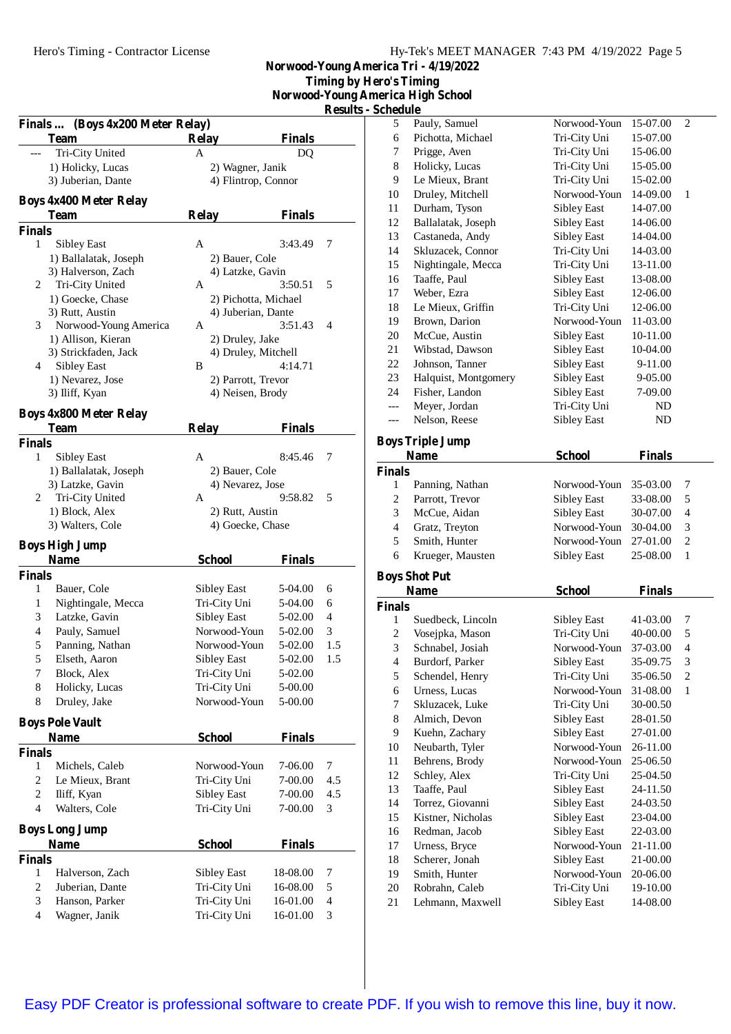Norwood-Young America Tri - 4/19/2022
Timing by Hero's Timing
Norwood-Young America High School
Results - Schedule

## Finals ... (Boys 4x200 Meter Relay)

| | Team | Relay | Finals | |
|---|---|---|---|---|
| --- | Tri-City United | A | DQ | |
| | 1) Holicky, Lucas | 2) Wagner, Janik | | |
| | 3) Juberian, Dante | 4) Flintrop, Connor | | |

## Boys 4x400 Meter Relay

| | Team | Relay | Finals | |
|---|---|---|---|---|
| **Finals** | | | | |
| 1 | Sibley East | A | 3:43.49 | 7 |
| | 1) Ballalatak, Joseph | 2) Bauer, Cole | | |
| | 3) Halverson, Zach | 4) Latzke, Gavin | | |
| 2 | Tri-City United | A | 3:50.51 | 5 |
| | 1) Goecke, Chase | 2) Pichotta, Michael | | |
| | 3) Rutt, Austin | 4) Juberian, Dante | | |
| 3 | Norwood-Young America | A | 3:51.43 | 4 |
| | 1) Allison, Kieran | 2) Druley, Jake | | |
| | 3) Strickfaden, Jack | 4) Druley, Mitchell | | |
| 4 | Sibley East | B | 4:14.71 | |
| | 1) Nevarez, Jose | 2) Parrott, Trevor | | |
| | 3) Iliff, Kyan | 4) Neisen, Brody | | |

## Boys 4x800 Meter Relay

| | Team | Relay | Finals | |
|---|---|---|---|---|
| **Finals** | | | | |
| 1 | Sibley East | A | 8:45.46 | 7 |
| | 1) Ballalatak, Joseph | 2) Bauer, Cole | | |
| | 3) Latzke, Gavin | 4) Nevarez, Jose | | |
| 2 | Tri-City United | A | 9:58.82 | 5 |
| | 1) Block, Alex | 2) Rutt, Austin | | |
| | 3) Walters, Cole | 4) Goecke, Chase | | |

## Boys High Jump

| | Name | School | Finals | |
|---|---|---|---|---|
| **Finals** | | | | |
| 1 | Bauer, Cole | Sibley East | 5-04.00 | 6 |
| 1 | Nightingale, Mecca | Tri-City Uni | 5-04.00 | 6 |
| 3 | Latzke, Gavin | Sibley East | 5-02.00 | 4 |
| 4 | Pauly, Samuel | Norwood-Youn | 5-02.00 | 3 |
| 5 | Panning, Nathan | Norwood-Youn | 5-02.00 | 1.5 |
| 5 | Elseth, Aaron | Sibley East | 5-02.00 | 1.5 |
| 7 | Block, Alex | Tri-City Uni | 5-02.00 | |
| 8 | Holicky, Lucas | Tri-City Uni | 5-00.00 | |
| 8 | Druley, Jake | Norwood-Youn | 5-00.00 | |

## Boys Pole Vault

| | Name | School | Finals | |
|---|---|---|---|---|
| **Finals** | | | | |
| 1 | Michels, Caleb | Norwood-Youn | 7-06.00 | 7 |
| 2 | Le Mieux, Brant | Tri-City Uni | 7-00.00 | 4.5 |
| 2 | Iliff, Kyan | Sibley East | 7-00.00 | 4.5 |
| 4 | Walters, Cole | Tri-City Uni | 7-00.00 | 3 |

## Boys Long Jump

| | Name | School | Finals | |
|---|---|---|---|---|
| **Finals** | | | | |
| 1 | Halverson, Zach | Sibley East | 18-08.00 | 7 |
| 2 | Juberian, Dante | Tri-City Uni | 16-08.00 | 5 |
| 3 | Hanson, Parker | Tri-City Uni | 16-01.00 | 4 |
| 4 | Wagner, Janik | Tri-City Uni | 16-01.00 | 3 |
| 5 | Pauly, Samuel | Norwood-Youn | 15-07.00 | 2 |
| 6 | Pichotta, Michael | Tri-City Uni | 15-07.00 | |
| 7 | Prigge, Aven | Tri-City Uni | 15-06.00 | |
| 8 | Holicky, Lucas | Tri-City Uni | 15-05.00 | |
| 9 | Le Mieux, Brant | Tri-City Uni | 15-02.00 | |
| 10 | Druley, Mitchell | Norwood-Youn | 14-09.00 | 1 |
| 11 | Durham, Tyson | Sibley East | 14-07.00 | |
| 12 | Ballalatak, Joseph | Sibley East | 14-06.00 | |
| 13 | Castaneda, Andy | Sibley East | 14-04.00 | |
| 14 | Skluzacek, Connor | Tri-City Uni | 14-03.00 | |
| 15 | Nightingale, Mecca | Tri-City Uni | 13-11.00 | |
| 16 | Taaffe, Paul | Sibley East | 13-08.00 | |
| 17 | Weber, Ezra | Sibley East | 12-06.00 | |
| 18 | Le Mieux, Griffin | Tri-City Uni | 12-06.00 | |
| 19 | Brown, Darion | Norwood-Youn | 11-03.00 | |
| 20 | McCue, Austin | Sibley East | 10-11.00 | |
| 21 | Wibstad, Dawson | Sibley East | 10-04.00 | |
| 22 | Johnson, Tanner | Sibley East | 9-11.00 | |
| 23 | Halquist, Montgomery | Sibley East | 9-05.00 | |
| 24 | Fisher, Landon | Sibley East | 7-09.00 | |
| --- | Meyer, Jordan | Tri-City Uni | ND | |
| --- | Nelson, Reese | Sibley East | ND | |

## Boys Triple Jump

| | Name | School | Finals | |
|---|---|---|---|---|
| **Finals** | | | | |
| 1 | Panning, Nathan | Norwood-Youn | 35-03.00 | 7 |
| 2 | Parrott, Trevor | Sibley East | 33-08.00 | 5 |
| 3 | McCue, Aidan | Sibley East | 30-07.00 | 4 |
| 4 | Gratz, Treyton | Norwood-Youn | 30-04.00 | 3 |
| 5 | Smith, Hunter | Norwood-Youn | 27-01.00 | 2 |
| 6 | Krueger, Mausten | Sibley East | 25-08.00 | 1 |

## Boys Shot Put

| | Name | School | Finals | |
|---|---|---|---|---|
| **Finals** | | | | |
| 1 | Suedbeck, Lincoln | Sibley East | 41-03.00 | 7 |
| 2 | Vosejpka, Mason | Tri-City Uni | 40-00.00 | 5 |
| 3 | Schnabel, Josiah | Norwood-Youn | 37-03.00 | 4 |
| 4 | Burdorf, Parker | Sibley East | 35-09.75 | 3 |
| 5 | Schendel, Henry | Tri-City Uni | 35-06.50 | 2 |
| 6 | Urness, Lucas | Norwood-Youn | 31-08.00 | 1 |
| 7 | Skluzacek, Luke | Tri-City Uni | 30-00.50 | |
| 8 | Almich, Devon | Sibley East | 28-01.50 | |
| 9 | Kuehn, Zachary | Sibley East | 27-01.00 | |
| 10 | Neubarth, Tyler | Norwood-Youn | 26-11.00 | |
| 11 | Behrens, Brody | Norwood-Youn | 25-06.50 | |
| 12 | Schley, Alex | Tri-City Uni | 25-04.50 | |
| 13 | Taaffe, Paul | Sibley East | 24-11.50 | |
| 14 | Torrez, Giovanni | Sibley East | 24-03.50 | |
| 15 | Kistner, Nicholas | Sibley East | 23-04.00 | |
| 16 | Redman, Jacob | Sibley East | 22-03.00 | |
| 17 | Urness, Bryce | Norwood-Youn | 21-11.00 | |
| 18 | Scherer, Jonah | Sibley East | 21-00.00 | |
| 19 | Smith, Hunter | Norwood-Youn | 20-06.00 | |
| 20 | Robrahn, Caleb | Tri-City Uni | 19-10.00 | |
| 21 | Lehmann, Maxwell | Sibley East | 14-08.00 | |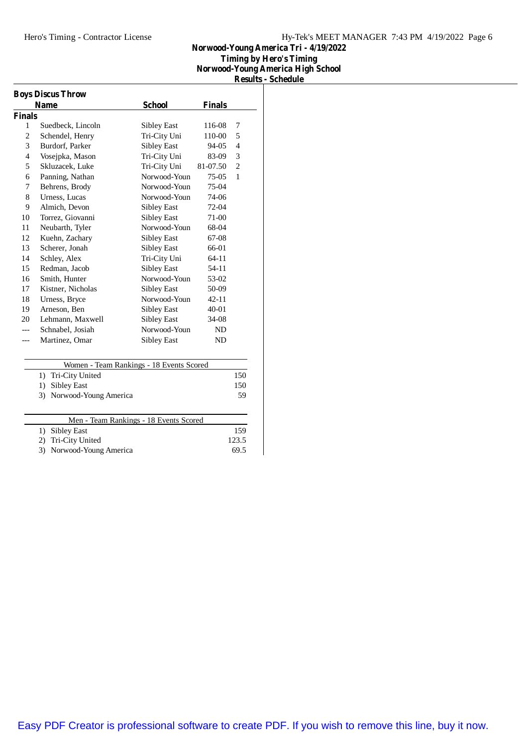## Norwood-Young America Tri - 4/19/2022

### Timing by Hero's Timing

### Norwood-Young America High School

### Results - Schedule

#### Boys Discus Throw

| | Name | School | Finals | |
|---|---|---|---|---|
| **Finals** | | | | |
| 1 | Suedbeck, Lincoln | Sibley East | 116-08 | 7 |
| 2 | Schendel, Henry | Tri-City Uni | 110-00 | 5 |
| 3 | Burdorf, Parker | Sibley East | 94-05 | 4 |
| 4 | Vosejpka, Mason | Tri-City Uni | 83-09 | 3 |
| 5 | Skluzacek, Luke | Tri-City Uni | 81-07.50 | 2 |
| 6 | Panning, Nathan | Norwood-Youn | 75-05 | 1 |
| 7 | Behrens, Brody | Norwood-Youn | 75-04 | |
| 8 | Urness, Lucas | Norwood-Youn | 74-06 | |
| 9 | Almich, Devon | Sibley East | 72-04 | |
| 10 | Torrez, Giovanni | Sibley East | 71-00 | |
| 11 | Neubarth, Tyler | Norwood-Youn | 68-04 | |
| 12 | Kuehn, Zachary | Sibley East | 67-08 | |
| 13 | Scherer, Jonah | Sibley East | 66-01 | |
| 14 | Schley, Alex | Tri-City Uni | 64-11 | |
| 15 | Redman, Jacob | Sibley East | 54-11 | |
| 16 | Smith, Hunter | Norwood-Youn | 53-02 | |
| 17 | Kistner, Nicholas | Sibley East | 50-09 | |
| 18 | Urness, Bryce | Norwood-Youn | 42-11 | |
| 19 | Arneson, Ben | Sibley East | 40-01 | |
| 20 | Lehmann, Maxwell | Sibley East | 34-08 | |
| --- | Schnabel, Josiah | Norwood-Youn | ND | |
| --- | Martinez, Omar | Sibley East | ND | |

| Women - Team Rankings - 18 Events Scored | |
|---|---|
| 1) Tri-City United | 150 |
| 1) Sibley East | 150 |
| 3) Norwood-Young America | 59 |

| Men - Team Rankings - 18 Events Scored | |
|---|---|
| 1) Sibley East | 159 |
| 2) Tri-City United | 123.5 |
| 3) Norwood-Young America | 69.5 |